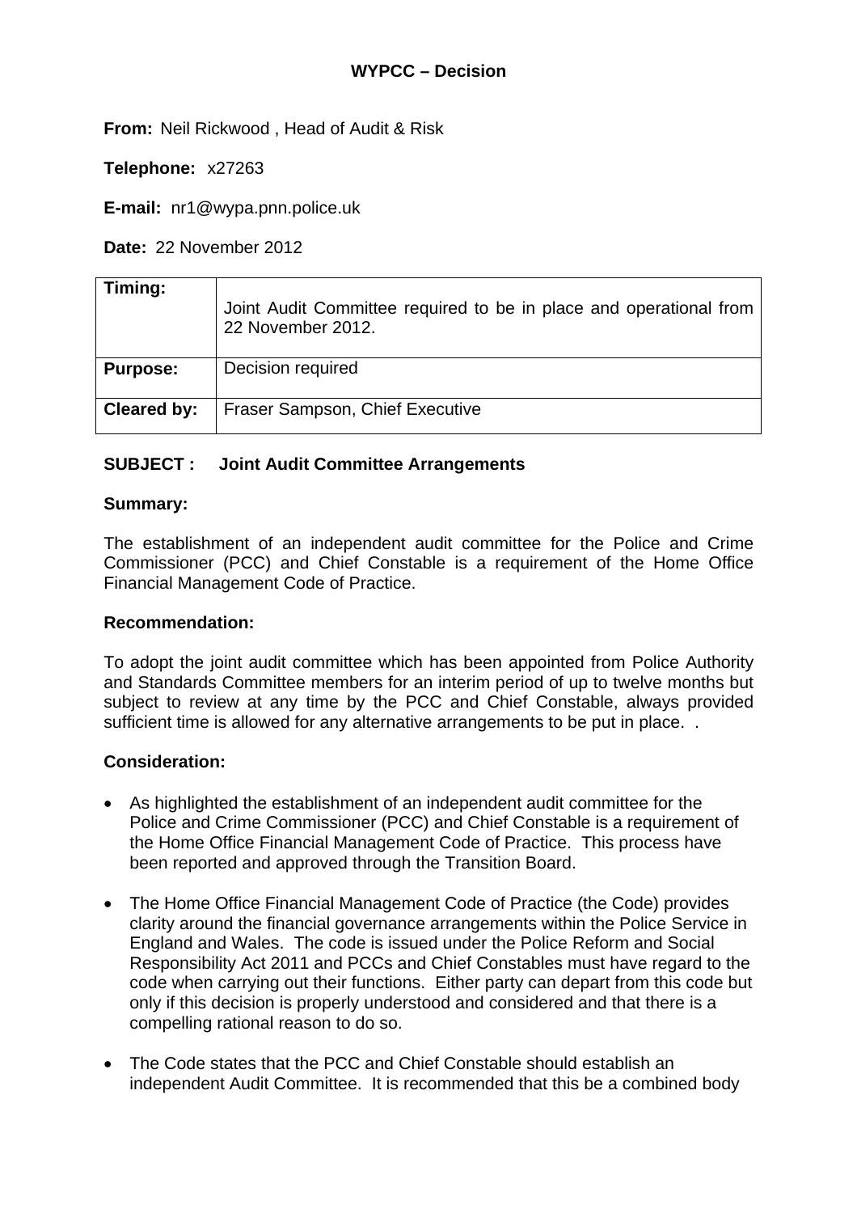**WYPCC – Decision**

**From:** Neil Rickwood , Head of Audit & Risk

**Telephone:** x27263

**E-mail:** nr1@wypa.pnn.police.uk

**Date:** 22 November 2012

| **Timing:** | Joint Audit Committee required to be in place and operational from 22 November 2012. |
|---|---|
| **Purpose:** | Decision required |
| **Cleared by:** | Fraser Sampson, Chief Executive |

**SUBJECT : Joint Audit Committee Arrangements**

**Summary:**

The establishment of an independent audit committee for the Police and Crime Commissioner (PCC) and Chief Constable is a requirement of the Home Office Financial Management Code of Practice.

**Recommendation:**

To adopt the joint audit committee which has been appointed from Police Authority and Standards Committee members for an interim period of up to twelve months but subject to review at any time by the PCC and Chief Constable, always provided sufficient time is allowed for any alternative arrangements to be put in place. .

**Consideration:**

- As highlighted the establishment of an independent audit committee for the Police and Crime Commissioner (PCC) and Chief Constable is a requirement of the Home Office Financial Management Code of Practice. This process have been reported and approved through the Transition Board.
- The Home Office Financial Management Code of Practice (the Code) provides clarity around the financial governance arrangements within the Police Service in England and Wales. The code is issued under the Police Reform and Social Responsibility Act 2011 and PCCs and Chief Constables must have regard to the code when carrying out their functions. Either party can depart from this code but only if this decision is properly understood and considered and that there is a compelling rational reason to do so.
- The Code states that the PCC and Chief Constable should establish an independent Audit Committee. It is recommended that this be a combined body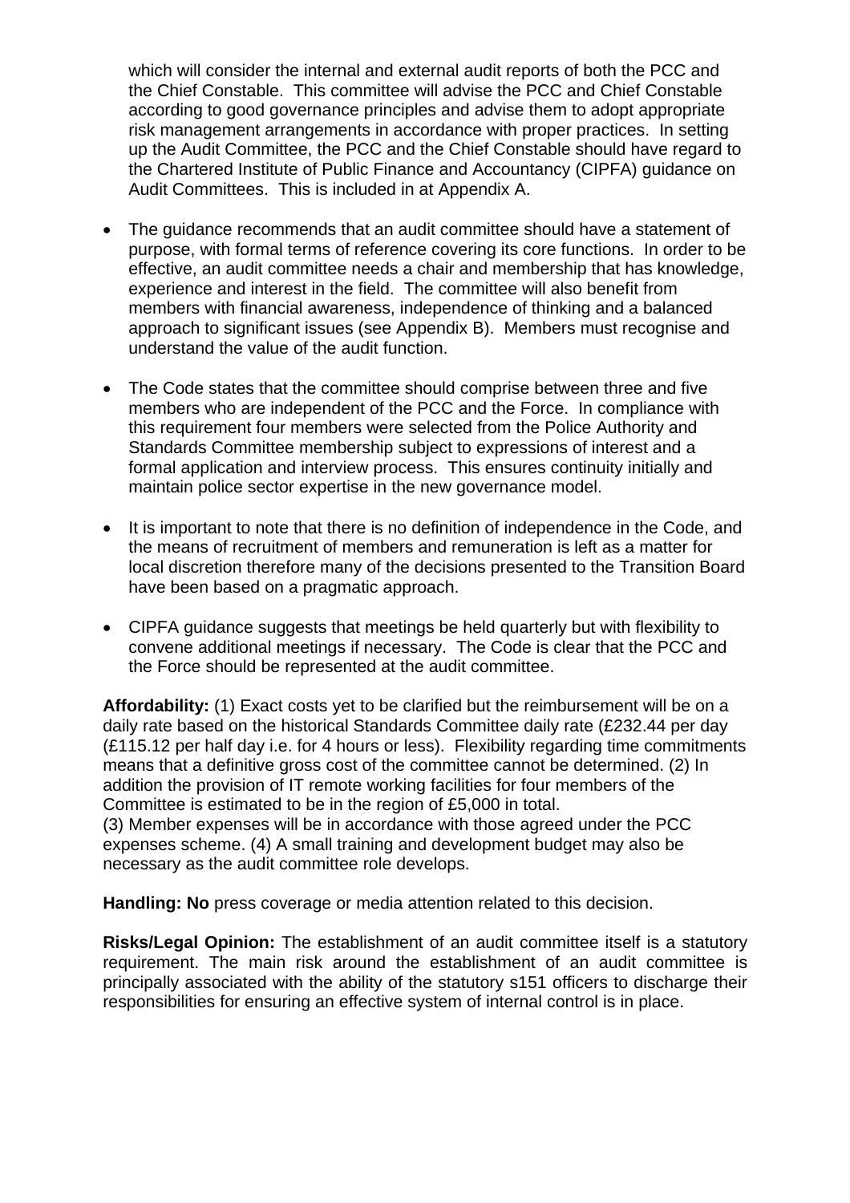which will consider the internal and external audit reports of both the PCC and the Chief Constable. This committee will advise the PCC and Chief Constable according to good governance principles and advise them to adopt appropriate risk management arrangements in accordance with proper practices. In setting up the Audit Committee, the PCC and the Chief Constable should have regard to the Chartered Institute of Public Finance and Accountancy (CIPFA) guidance on Audit Committees. This is included in at Appendix A.

- The guidance recommends that an audit committee should have a statement of purpose, with formal terms of reference covering its core functions. In order to be effective, an audit committee needs a chair and membership that has knowledge, experience and interest in the field. The committee will also benefit from members with financial awareness, independence of thinking and a balanced approach to significant issues (see Appendix B). Members must recognise and understand the value of the audit function.
- The Code states that the committee should comprise between three and five members who are independent of the PCC and the Force. In compliance with this requirement four members were selected from the Police Authority and Standards Committee membership subject to expressions of interest and a formal application and interview process. This ensures continuity initially and maintain police sector expertise in the new governance model.
- It is important to note that there is no definition of independence in the Code, and the means of recruitment of members and remuneration is left as a matter for local discretion therefore many of the decisions presented to the Transition Board have been based on a pragmatic approach.
- CIPFA guidance suggests that meetings be held quarterly but with flexibility to convene additional meetings if necessary. The Code is clear that the PCC and the Force should be represented at the audit committee.

**Affordability:** (1) Exact costs yet to be clarified but the reimbursement will be on a daily rate based on the historical Standards Committee daily rate (£232.44 per day (£115.12 per half day i.e. for 4 hours or less). Flexibility regarding time commitments means that a definitive gross cost of the committee cannot be determined. (2) In addition the provision of IT remote working facilities for four members of the Committee is estimated to be in the region of £5,000 in total.
(3) Member expenses will be in accordance with those agreed under the PCC expenses scheme. (4) A small training and development budget may also be necessary as the audit committee role develops.

**Handling: No** press coverage or media attention related to this decision.

**Risks/Legal Opinion:** The establishment of an audit committee itself is a statutory requirement. The main risk around the establishment of an audit committee is principally associated with the ability of the statutory s151 officers to discharge their responsibilities for ensuring an effective system of internal control is in place.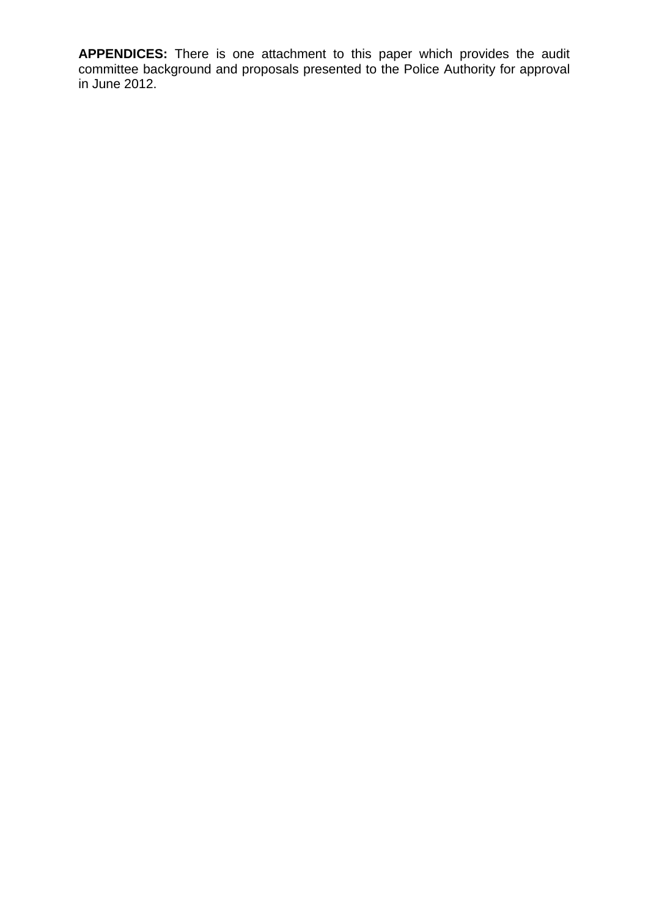**APPENDICES:** There is one attachment to this paper which provides the audit committee background and proposals presented to the Police Authority for approval in June 2012.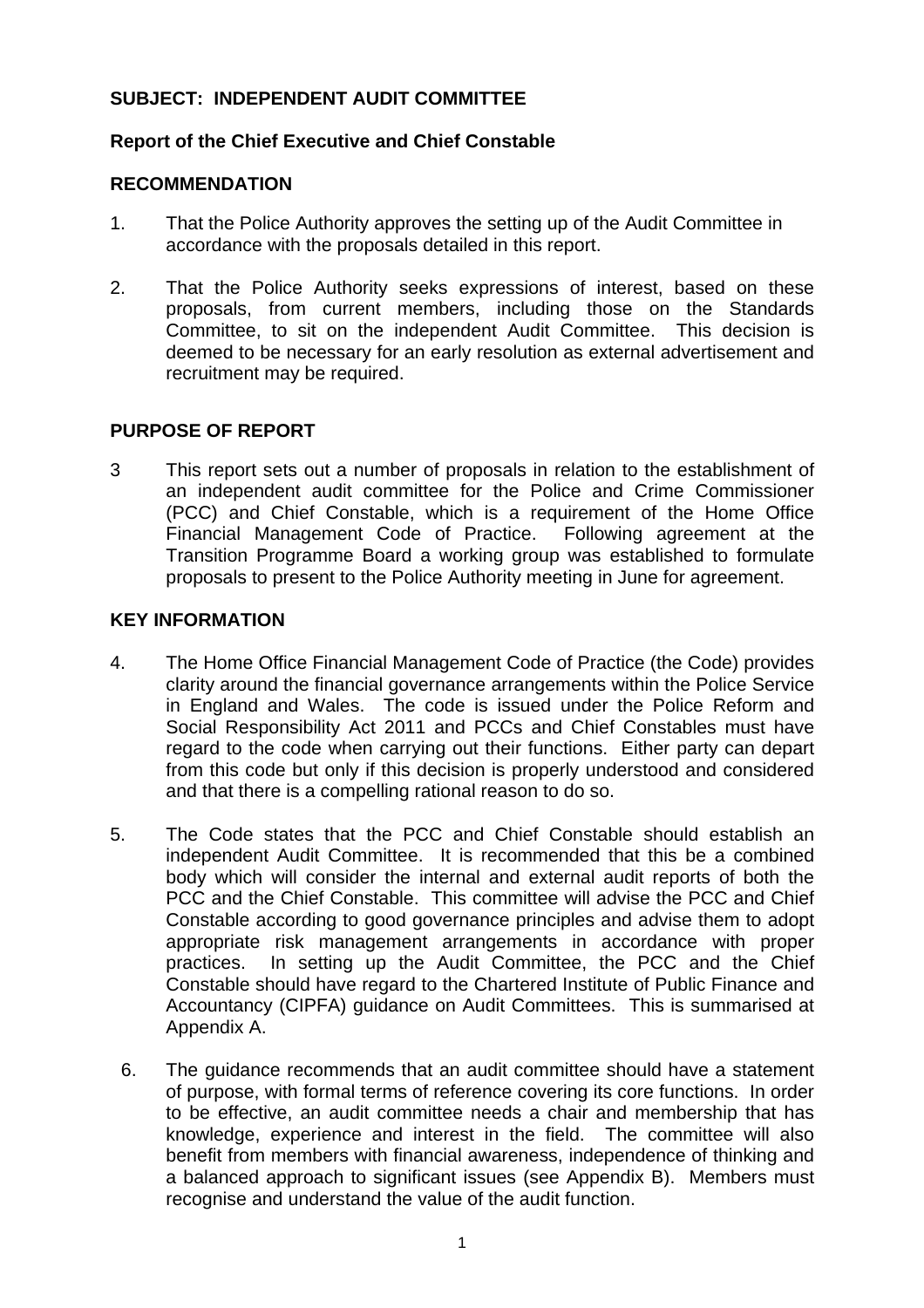**SUBJECT: INDEPENDENT AUDIT COMMITTEE**

**Report of the Chief Executive and Chief Constable**

**RECOMMENDATION**

1. That the Police Authority approves the setting up of the Audit Committee in accordance with the proposals detailed in this report.

2. That the Police Authority seeks expressions of interest, based on these proposals, from current members, including those on the Standards Committee, to sit on the independent Audit Committee. This decision is deemed to be necessary for an early resolution as external advertisement and recruitment may be required.

**PURPOSE OF REPORT**

3 This report sets out a number of proposals in relation to the establishment of an independent audit committee for the Police and Crime Commissioner (PCC) and Chief Constable, which is a requirement of the Home Office Financial Management Code of Practice. Following agreement at the Transition Programme Board a working group was established to formulate proposals to present to the Police Authority meeting in June for agreement.

**KEY INFORMATION**

4. The Home Office Financial Management Code of Practice (the Code) provides clarity around the financial governance arrangements within the Police Service in England and Wales. The code is issued under the Police Reform and Social Responsibility Act 2011 and PCCs and Chief Constables must have regard to the code when carrying out their functions. Either party can depart from this code but only if this decision is properly understood and considered and that there is a compelling rational reason to do so.

5. The Code states that the PCC and Chief Constable should establish an independent Audit Committee. It is recommended that this be a combined body which will consider the internal and external audit reports of both the PCC and the Chief Constable. This committee will advise the PCC and Chief Constable according to good governance principles and advise them to adopt appropriate risk management arrangements in accordance with proper practices. In setting up the Audit Committee, the PCC and the Chief Constable should have regard to the Chartered Institute of Public Finance and Accountancy (CIPFA) guidance on Audit Committees. This is summarised at Appendix A.

6. The guidance recommends that an audit committee should have a statement of purpose, with formal terms of reference covering its core functions. In order to be effective, an audit committee needs a chair and membership that has knowledge, experience and interest in the field. The committee will also benefit from members with financial awareness, independence of thinking and a balanced approach to significant issues (see Appendix B). Members must recognise and understand the value of the audit function.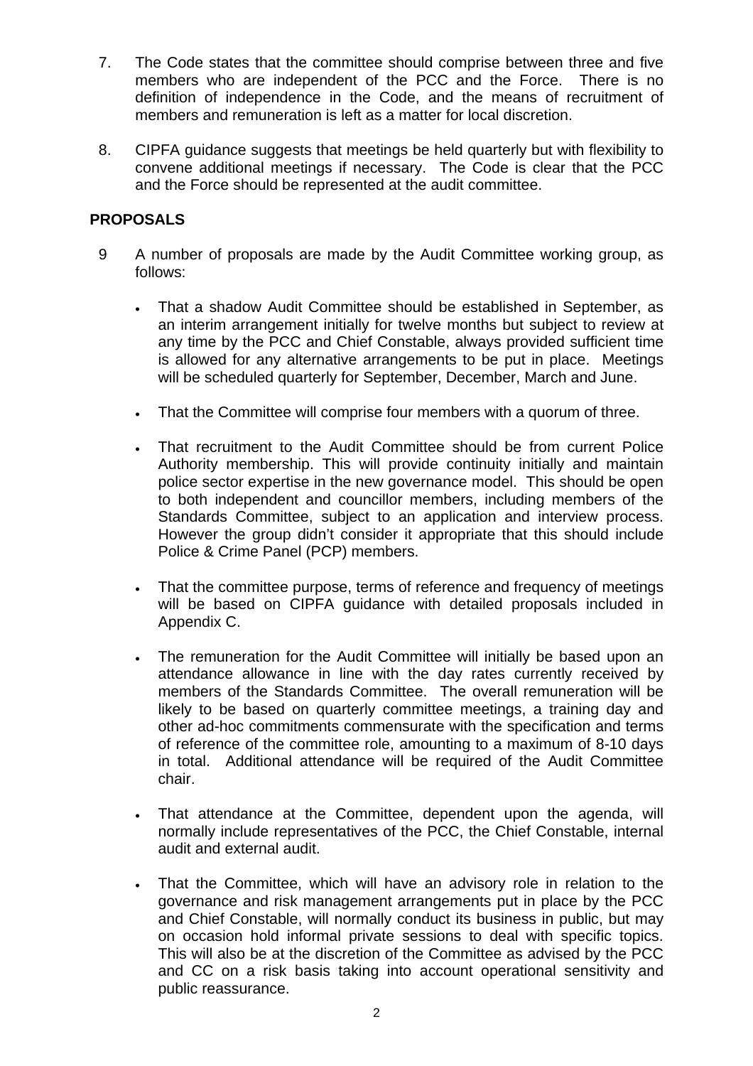7. The Code states that the committee should comprise between three and five members who are independent of the PCC and the Force. There is no definition of independence in the Code, and the means of recruitment of members and remuneration is left as a matter for local discretion.

8. CIPFA guidance suggests that meetings be held quarterly but with flexibility to convene additional meetings if necessary. The Code is clear that the PCC and the Force should be represented at the audit committee.

## PROPOSALS

9 A number of proposals are made by the Audit Committee working group, as follows:

- That a shadow Audit Committee should be established in September, as an interim arrangement initially for twelve months but subject to review at any time by the PCC and Chief Constable, always provided sufficient time is allowed for any alternative arrangements to be put in place. Meetings will be scheduled quarterly for September, December, March and June.

- That the Committee will comprise four members with a quorum of three.

- That recruitment to the Audit Committee should be from current Police Authority membership. This will provide continuity initially and maintain police sector expertise in the new governance model. This should be open to both independent and councillor members, including members of the Standards Committee, subject to an application and interview process. However the group didn't consider it appropriate that this should include Police & Crime Panel (PCP) members.

- That the committee purpose, terms of reference and frequency of meetings will be based on CIPFA guidance with detailed proposals included in Appendix C.

- The remuneration for the Audit Committee will initially be based upon an attendance allowance in line with the day rates currently received by members of the Standards Committee. The overall remuneration will be likely to be based on quarterly committee meetings, a training day and other ad-hoc commitments commensurate with the specification and terms of reference of the committee role, amounting to a maximum of 8-10 days in total. Additional attendance will be required of the Audit Committee chair.

- That attendance at the Committee, dependent upon the agenda, will normally include representatives of the PCC, the Chief Constable, internal audit and external audit.

- That the Committee, which will have an advisory role in relation to the governance and risk management arrangements put in place by the PCC and Chief Constable, will normally conduct its business in public, but may on occasion hold informal private sessions to deal with specific topics. This will also be at the discretion of the Committee as advised by the PCC and CC on a risk basis taking into account operational sensitivity and public reassurance.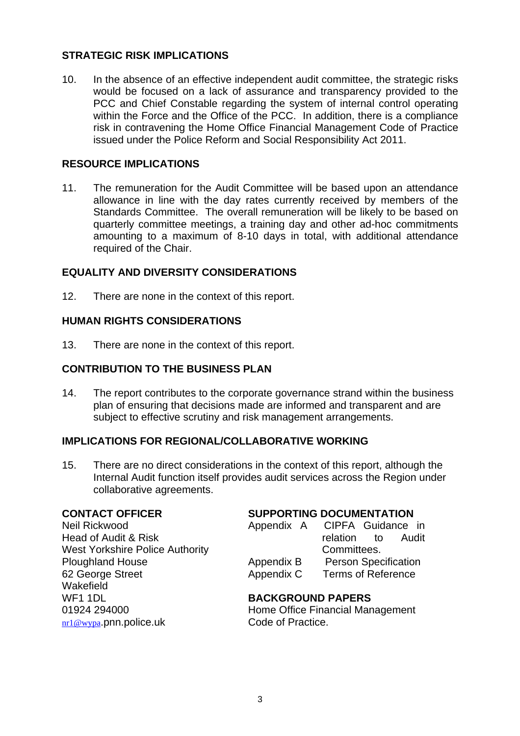## STRATEGIC RISK IMPLICATIONS

10. In the absence of an effective independent audit committee, the strategic risks would be focused on a lack of assurance and transparency provided to the PCC and Chief Constable regarding the system of internal control operating within the Force and the Office of the PCC. In addition, there is a compliance risk in contravening the Home Office Financial Management Code of Practice issued under the Police Reform and Social Responsibility Act 2011.

## RESOURCE IMPLICATIONS

11. The remuneration for the Audit Committee will be based upon an attendance allowance in line with the day rates currently received by members of the Standards Committee. The overall remuneration will be likely to be based on quarterly committee meetings, a training day and other ad-hoc commitments amounting to a maximum of 8-10 days in total, with additional attendance required of the Chair.

## EQUALITY AND DIVERSITY CONSIDERATIONS

12. There are none in the context of this report.

## HUMAN RIGHTS CONSIDERATIONS

13. There are none in the context of this report.

## CONTRIBUTION TO THE BUSINESS PLAN

14. The report contributes to the corporate governance strand within the business plan of ensuring that decisions made are informed and transparent and are subject to effective scrutiny and risk management arrangements.

## IMPLICATIONS FOR REGIONAL/COLLABORATIVE WORKING

15. There are no direct considerations in the context of this report, although the Internal Audit function itself provides audit services across the Region under collaborative agreements.

**CONTACT OFFICER**

Neil Rickwood
Head of Audit & Risk
West Yorkshire Police Authority
Ploughland House
62 George Street
Wakefield
WF1 1DL
01924 294000
nr1@wypa.pnn.police.uk

**SUPPORTING DOCUMENTATION**

Appendix A CIPFA Guidance in relation to Audit Committees.
Appendix B Person Specification
Appendix C Terms of Reference

**BACKGROUND PAPERS**

Home Office Financial Management Code of Practice.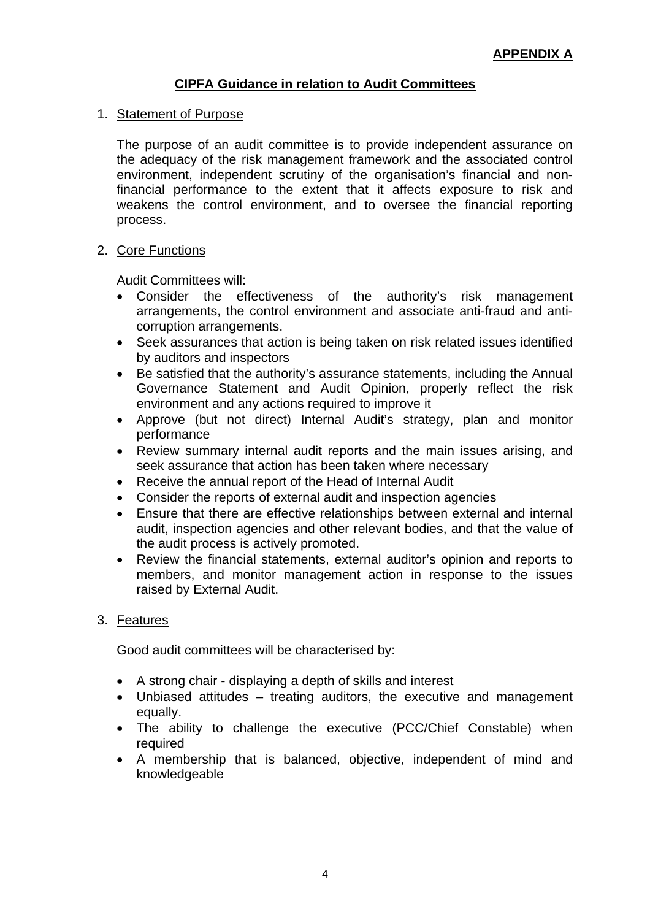**APPENDIX A**

## CIPFA Guidance in relation to Audit Committees

1. Statement of Purpose

   The purpose of an audit committee is to provide independent assurance on the adequacy of the risk management framework and the associated control environment, independent scrutiny of the organisation's financial and non-financial performance to the extent that it affects exposure to risk and weakens the control environment, and to oversee the financial reporting process.

2. Core Functions

   Audit Committees will:

   - Consider the effectiveness of the authority's risk management arrangements, the control environment and associate anti-fraud and anti-corruption arrangements.
   - Seek assurances that action is being taken on risk related issues identified by auditors and inspectors
   - Be satisfied that the authority's assurance statements, including the Annual Governance Statement and Audit Opinion, properly reflect the risk environment and any actions required to improve it
   - Approve (but not direct) Internal Audit's strategy, plan and monitor performance
   - Review summary internal audit reports and the main issues arising, and seek assurance that action has been taken where necessary
   - Receive the annual report of the Head of Internal Audit
   - Consider the reports of external audit and inspection agencies
   - Ensure that there are effective relationships between external and internal audit, inspection agencies and other relevant bodies, and that the value of the audit process is actively promoted.
   - Review the financial statements, external auditor's opinion and reports to members, and monitor management action in response to the issues raised by External Audit.

3. Features

   Good audit committees will be characterised by:

   - A strong chair - displaying a depth of skills and interest
   - Unbiased attitudes – treating auditors, the executive and management equally.
   - The ability to challenge the executive (PCC/Chief Constable) when required
   - A membership that is balanced, objective, independent of mind and knowledgeable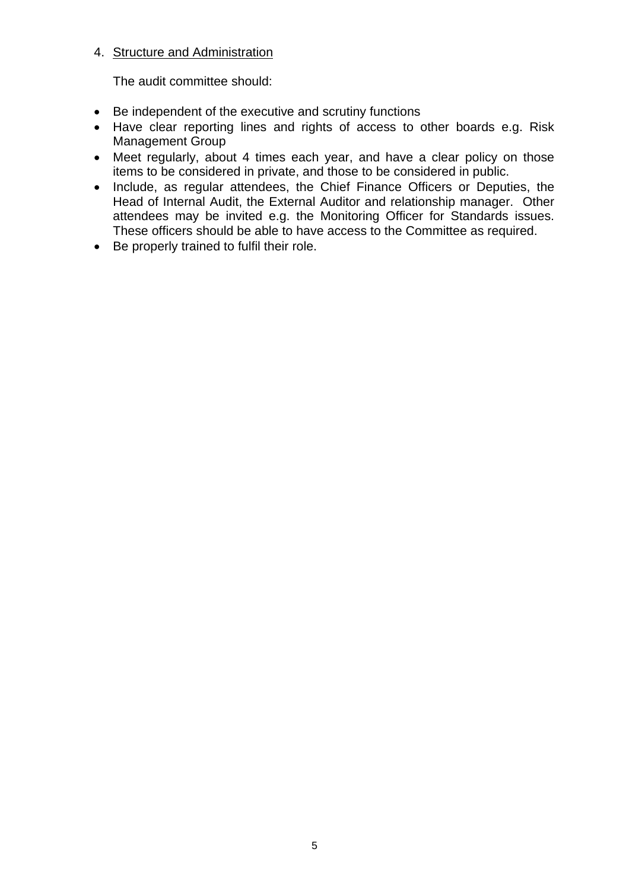4. Structure and Administration

The audit committee should:

- Be independent of the executive and scrutiny functions
- Have clear reporting lines and rights of access to other boards e.g. Risk Management Group
- Meet regularly, about 4 times each year, and have a clear policy on those items to be considered in private, and those to be considered in public.
- Include, as regular attendees, the Chief Finance Officers or Deputies, the Head of Internal Audit, the External Auditor and relationship manager. Other attendees may be invited e.g. the Monitoring Officer for Standards issues. These officers should be able to have access to the Committee as required.
- Be properly trained to fulfil their role.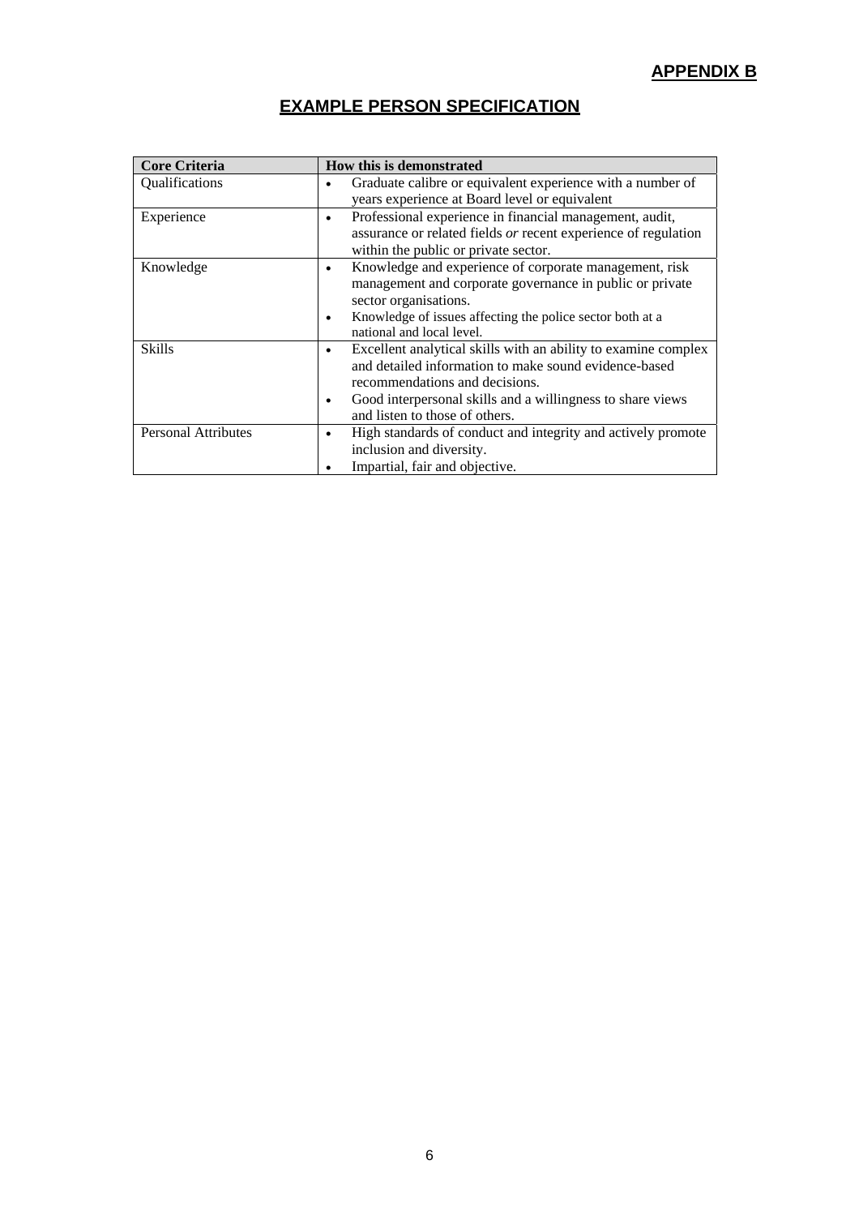**APPENDIX B**

## EXAMPLE PERSON SPECIFICATION

| Core Criteria | How this is demonstrated |
|---|---|
| Qualifications | • Graduate calibre or equivalent experience with a number of years experience at Board level or equivalent |
| Experience | • Professional experience in financial management, audit, assurance or related fields *or* recent experience of regulation within the public or private sector. |
| Knowledge | • Knowledge and experience of corporate management, risk management and corporate governance in public or private sector organisations.<br>• Knowledge of issues affecting the police sector both at a national and local level. |
| Skills | • Excellent analytical skills with an ability to examine complex and detailed information to make sound evidence-based recommendations and decisions.<br>• Good interpersonal skills and a willingness to share views and listen to those of others. |
| Personal Attributes | • High standards of conduct and integrity and actively promote inclusion and diversity.<br>• Impartial, fair and objective. |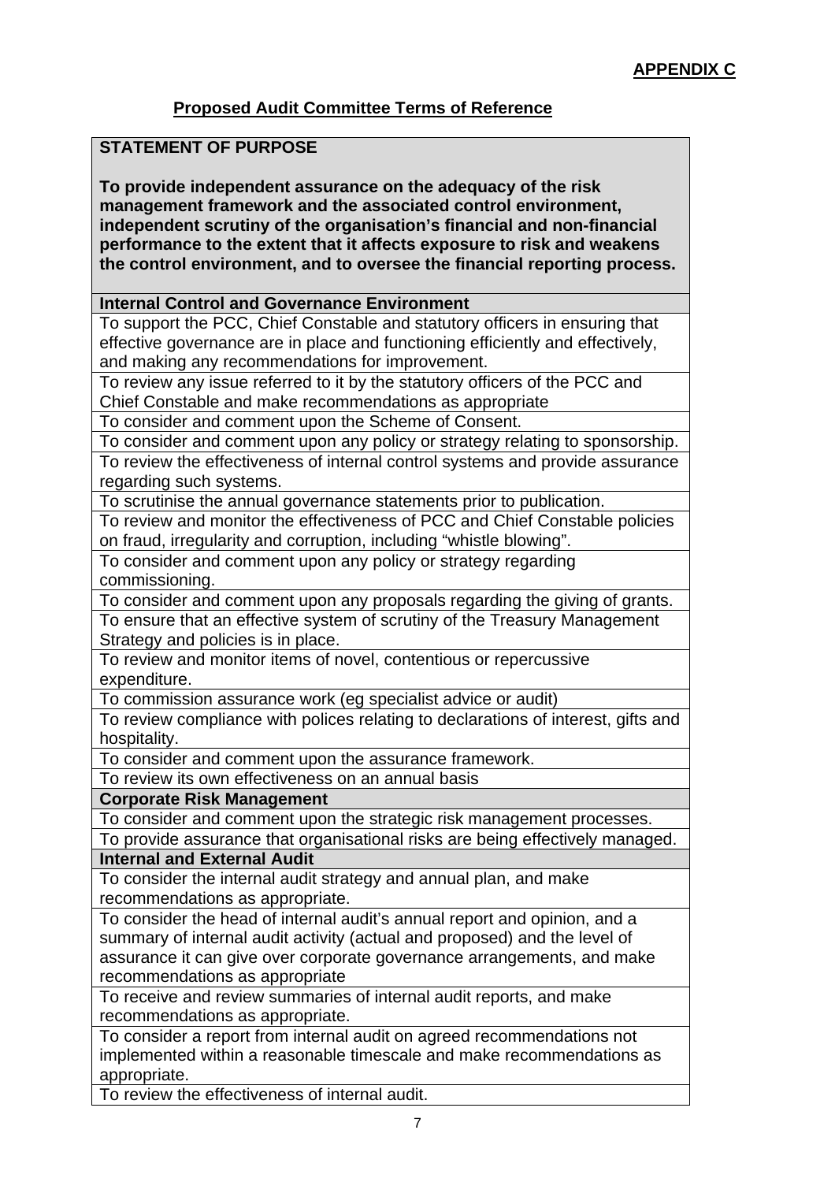**APPENDIX C**

## Proposed Audit Committee Terms of Reference

| **STATEMENT OF PURPOSE**<br><br>**To provide independent assurance on the adequacy of the risk management framework and the associated control environment, independent scrutiny of the organisation's financial and non-financial performance to the extent that it affects exposure to risk and weakens the control environment, and to oversee the financial reporting process.** |
|---|
| **Internal Control and Governance Environment** |
| To support the PCC, Chief Constable and statutory officers in ensuring that effective governance are in place and functioning efficiently and effectively, and making any recommendations for improvement. |
| To review any issue referred to it by the statutory officers of the PCC and Chief Constable and make recommendations as appropriate |
| To consider and comment upon the Scheme of Consent. |
| To consider and comment upon any policy or strategy relating to sponsorship. |
| To review the effectiveness of internal control systems and provide assurance regarding such systems. |
| To scrutinise the annual governance statements prior to publication. |
| To review and monitor the effectiveness of PCC and Chief Constable policies on fraud, irregularity and corruption, including "whistle blowing". |
| To consider and comment upon any policy or strategy regarding commissioning. |
| To consider and comment upon any proposals regarding the giving of grants. |
| To ensure that an effective system of scrutiny of the Treasury Management Strategy and policies is in place. |
| To review and monitor items of novel, contentious or repercussive expenditure. |
| To commission assurance work (eg specialist advice or audit) |
| To review compliance with polices relating to declarations of interest, gifts and hospitality. |
| To consider and comment upon the assurance framework. |
| To review its own effectiveness on an annual basis |
| **Corporate Risk Management** |
| To consider and comment upon the strategic risk management processes. |
| To provide assurance that organisational risks are being effectively managed. |
| **Internal and External Audit** |
| To consider the internal audit strategy and annual plan, and make recommendations as appropriate. |
| To consider the head of internal audit's annual report and opinion, and a summary of internal audit activity (actual and proposed) and the level of assurance it can give over corporate governance arrangements, and make recommendations as appropriate |
| To receive and review summaries of internal audit reports, and make recommendations as appropriate. |
| To consider a report from internal audit on agreed recommendations not implemented within a reasonable timescale and make recommendations as appropriate. |
| To review the effectiveness of internal audit. |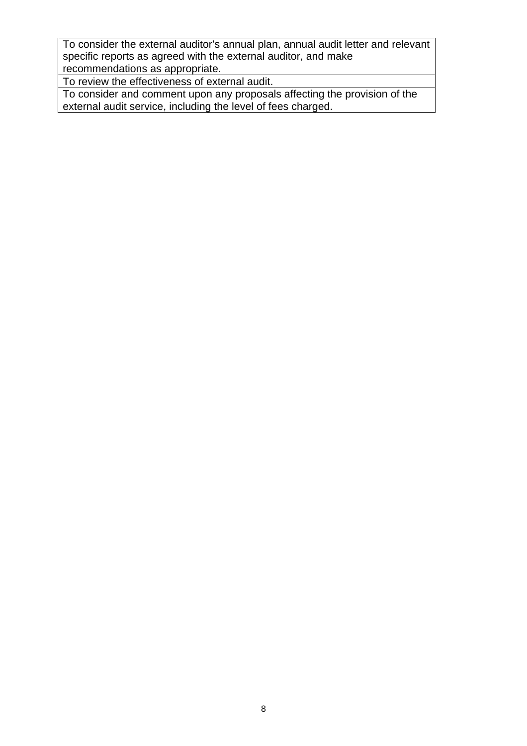| |
|---|
| To consider the external auditor's annual plan, annual audit letter and relevant specific reports as agreed with the external auditor, and make recommendations as appropriate. |
| To review the effectiveness of external audit. |
| To consider and comment upon any proposals affecting the provision of the external audit service, including the level of fees charged. |